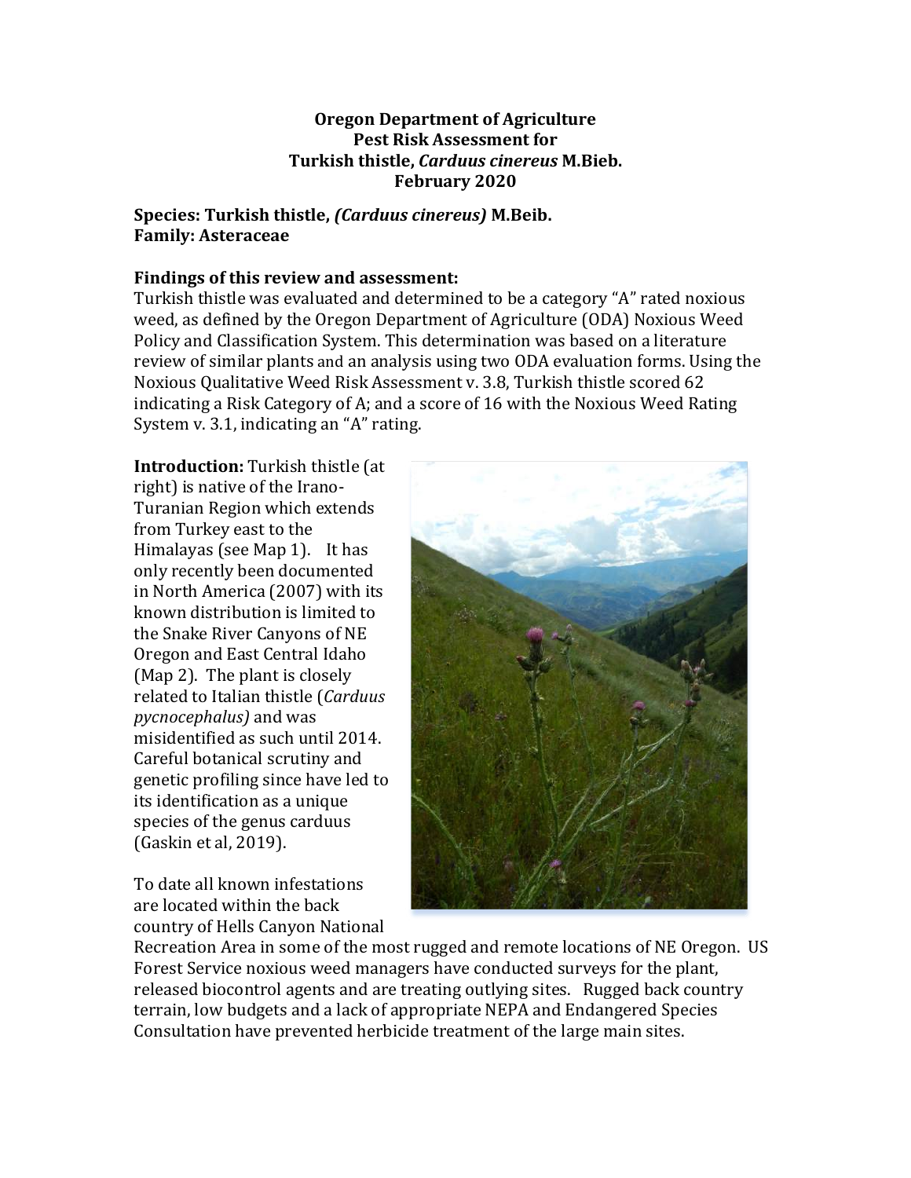**Oregon Department of Agriculture**
**Pest Risk Assessment for**
**Turkish thistle, *Carduus cinereus* M.Bieb.**
**February 2020**

**Species: Turkish thistle, *(Carduus cinereus)* M.Beib.**
**Family: Asteraceae**

**Findings of this review and assessment:**
Turkish thistle was evaluated and determined to be a category "A" rated noxious weed, as defined by the Oregon Department of Agriculture (ODA) Noxious Weed Policy and Classification System. This determination was based on a literature review of similar plants and an analysis using two ODA evaluation forms. Using the Noxious Qualitative Weed Risk Assessment v. 3.8, Turkish thistle scored 62 indicating a Risk Category of A; and a score of 16 with the Noxious Weed Rating System v. 3.1, indicating an "A" rating.

**Introduction:** Turkish thistle (at right) is native of the Irano-Turanian Region which extends from Turkey east to the Himalayas (see Map 1). It has only recently been documented in North America (2007) with its known distribution is limited to the Snake River Canyons of NE Oregon and East Central Idaho (Map 2). The plant is closely related to Italian thistle (*Carduus pycnocephalus)* and was misidentified as such until 2014. Careful botanical scrutiny and genetic profiling since have led to its identification as a unique species of the genus carduus (Gaskin et al, 2019).

To date all known infestations are located within the back country of Hells Canyon National Recreation Area in some of the most rugged and remote locations of NE Oregon. US Forest Service noxious weed managers have conducted surveys for the plant, released biocontrol agents and are treating outlying sites. Rugged back country terrain, low budgets and a lack of appropriate NEPA and Endangered Species Consultation have prevented herbicide treatment of the large main sites.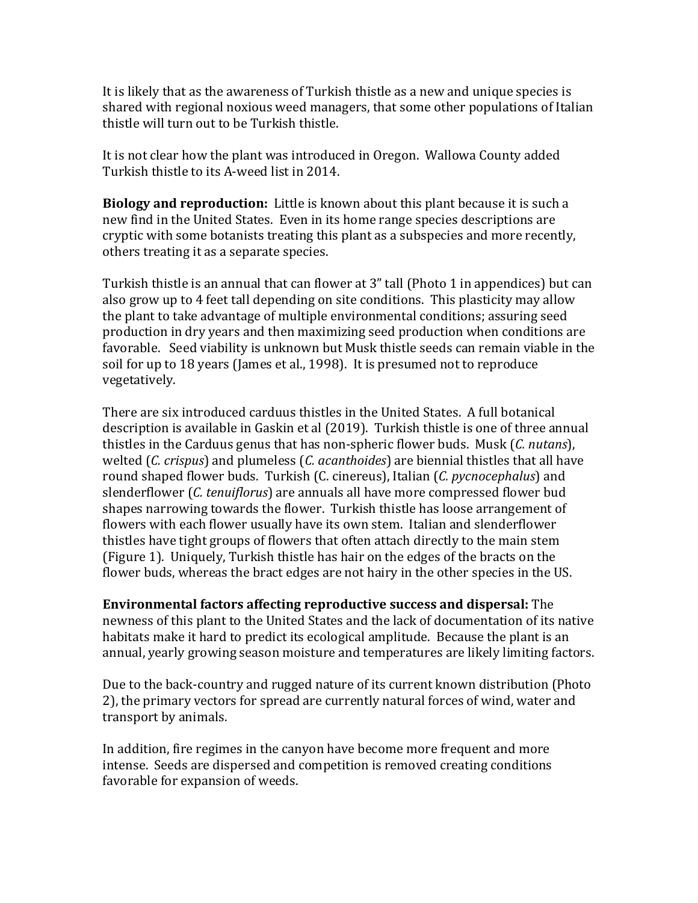It is likely that as the awareness of Turkish thistle as a new and unique species is shared with regional noxious weed managers, that some other populations of Italian thistle will turn out to be Turkish thistle.

It is not clear how the plant was introduced in Oregon. Wallowa County added Turkish thistle to its A-weed list in 2014.

**Biology and reproduction:** Little is known about this plant because it is such a new find in the United States. Even in its home range species descriptions are cryptic with some botanists treating this plant as a subspecies and more recently, others treating it as a separate species.

Turkish thistle is an annual that can flower at 3" tall (Photo 1 in appendices) but can also grow up to 4 feet tall depending on site conditions. This plasticity may allow the plant to take advantage of multiple environmental conditions; assuring seed production in dry years and then maximizing seed production when conditions are favorable. Seed viability is unknown but Musk thistle seeds can remain viable in the soil for up to 18 years (James et al., 1998). It is presumed not to reproduce vegetatively.

There are six introduced carduus thistles in the United States. A full botanical description is available in Gaskin et al (2019). Turkish thistle is one of three annual thistles in the Carduus genus that has non-spheric flower buds. Musk (*C. nutans*), welted (*C. crispus*) and plumeless (*C. acanthoides*) are biennial thistles that all have round shaped flower buds. Turkish (C. cinereus), Italian (*C. pycnocephalus*) and slenderflower (*C. tenuiflorus*) are annuals all have more compressed flower bud shapes narrowing towards the flower. Turkish thistle has loose arrangement of flowers with each flower usually have its own stem. Italian and slenderflower thistles have tight groups of flowers that often attach directly to the main stem (Figure 1). Uniquely, Turkish thistle has hair on the edges of the bracts on the flower buds, whereas the bract edges are not hairy in the other species in the US.

**Environmental factors affecting reproductive success and dispersal:** The newness of this plant to the United States and the lack of documentation of its native habitats make it hard to predict its ecological amplitude. Because the plant is an annual, yearly growing season moisture and temperatures are likely limiting factors.

Due to the back-country and rugged nature of its current known distribution (Photo 2), the primary vectors for spread are currently natural forces of wind, water and transport by animals.

In addition, fire regimes in the canyon have become more frequent and more intense. Seeds are dispersed and competition is removed creating conditions favorable for expansion of weeds.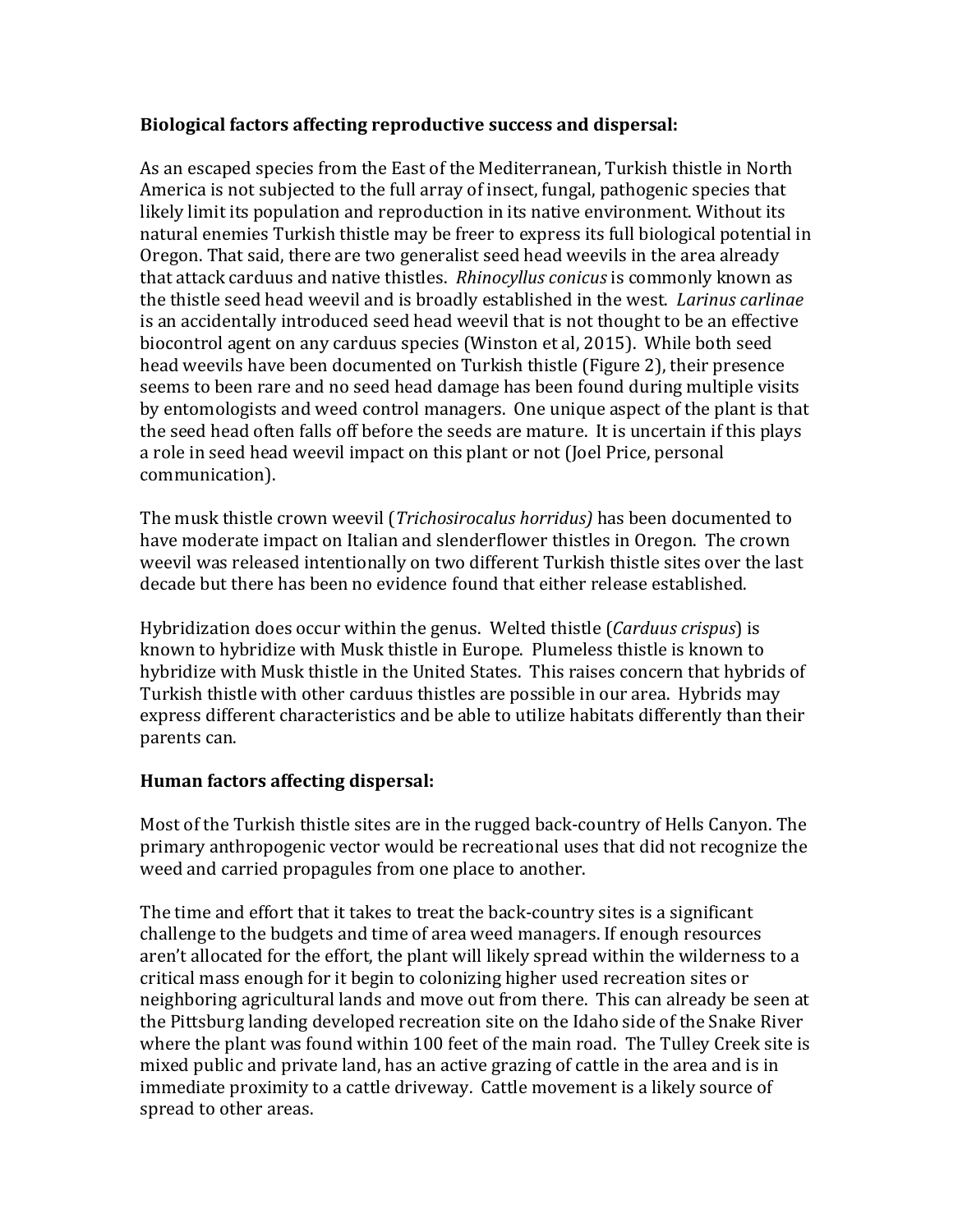**Biological factors affecting reproductive success and dispersal:**

As an escaped species from the East of the Mediterranean, Turkish thistle in North America is not subjected to the full array of insect, fungal, pathogenic species that likely limit its population and reproduction in its native environment. Without its natural enemies Turkish thistle may be freer to express its full biological potential in Oregon. That said, there are two generalist seed head weevils in the area already that attack carduus and native thistles. *Rhinocyllus conicus* is commonly known as the thistle seed head weevil and is broadly established in the west. *Larinus carlinae* is an accidentally introduced seed head weevil that is not thought to be an effective biocontrol agent on any carduus species (Winston et al, 2015). While both seed head weevils have been documented on Turkish thistle (Figure 2), their presence seems to been rare and no seed head damage has been found during multiple visits by entomologists and weed control managers. One unique aspect of the plant is that the seed head often falls off before the seeds are mature. It is uncertain if this plays a role in seed head weevil impact on this plant or not (Joel Price, personal communication).

The musk thistle crown weevil (*Trichosirocalus horridus)* has been documented to have moderate impact on Italian and slenderflower thistles in Oregon. The crown weevil was released intentionally on two different Turkish thistle sites over the last decade but there has been no evidence found that either release established.

Hybridization does occur within the genus. Welted thistle (*Carduus crispus*) is known to hybridize with Musk thistle in Europe. Plumeless thistle is known to hybridize with Musk thistle in the United States. This raises concern that hybrids of Turkish thistle with other carduus thistles are possible in our area. Hybrids may express different characteristics and be able to utilize habitats differently than their parents can.

**Human factors affecting dispersal:**

Most of the Turkish thistle sites are in the rugged back-country of Hells Canyon. The primary anthropogenic vector would be recreational uses that did not recognize the weed and carried propagules from one place to another.

The time and effort that it takes to treat the back-country sites is a significant challenge to the budgets and time of area weed managers. If enough resources aren't allocated for the effort, the plant will likely spread within the wilderness to a critical mass enough for it begin to colonizing higher used recreation sites or neighboring agricultural lands and move out from there. This can already be seen at the Pittsburg landing developed recreation site on the Idaho side of the Snake River where the plant was found within 100 feet of the main road. The Tulley Creek site is mixed public and private land, has an active grazing of cattle in the area and is in immediate proximity to a cattle driveway. Cattle movement is a likely source of spread to other areas.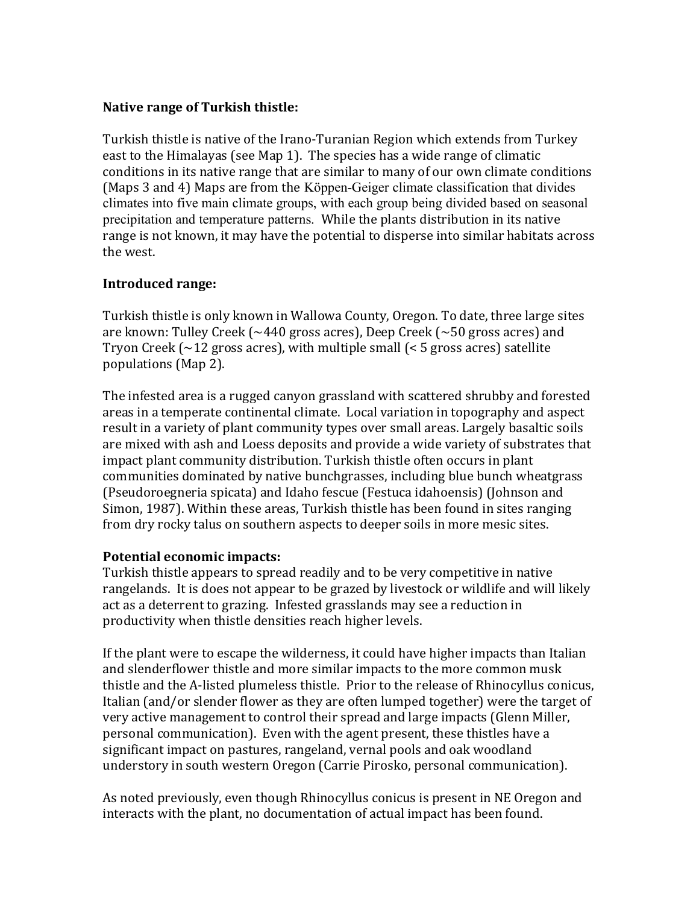**Native range of Turkish thistle:**

Turkish thistle is native of the Irano-Turanian Region which extends from Turkey east to the Himalayas (see Map 1). The species has a wide range of climatic conditions in its native range that are similar to many of our own climate conditions (Maps 3 and 4) Maps are from the Köppen-Geiger climate classification that divides climates into five main climate groups, with each group being divided based on seasonal precipitation and temperature patterns. While the plants distribution in its native range is not known, it may have the potential to disperse into similar habitats across the west.

**Introduced range:**

Turkish thistle is only known in Wallowa County, Oregon. To date, three large sites are known: Tulley Creek (~440 gross acres), Deep Creek (~50 gross acres) and Tryon Creek (~12 gross acres), with multiple small (< 5 gross acres) satellite populations (Map 2).

The infested area is a rugged canyon grassland with scattered shrubby and forested areas in a temperate continental climate. Local variation in topography and aspect result in a variety of plant community types over small areas. Largely basaltic soils are mixed with ash and Loess deposits and provide a wide variety of substrates that impact plant community distribution. Turkish thistle often occurs in plant communities dominated by native bunchgrasses, including blue bunch wheatgrass (Pseudoroegneria spicata) and Idaho fescue (Festuca idahoensis) (Johnson and Simon, 1987). Within these areas, Turkish thistle has been found in sites ranging from dry rocky talus on southern aspects to deeper soils in more mesic sites.

**Potential economic impacts:**

Turkish thistle appears to spread readily and to be very competitive in native rangelands. It is does not appear to be grazed by livestock or wildlife and will likely act as a deterrent to grazing. Infested grasslands may see a reduction in productivity when thistle densities reach higher levels.

If the plant were to escape the wilderness, it could have higher impacts than Italian and slenderflower thistle and more similar impacts to the more common musk thistle and the A-listed plumeless thistle. Prior to the release of Rhinocyllus conicus, Italian (and/or slender flower as they are often lumped together) were the target of very active management to control their spread and large impacts (Glenn Miller, personal communication). Even with the agent present, these thistles have a significant impact on pastures, rangeland, vernal pools and oak woodland understory in south western Oregon (Carrie Pirosko, personal communication).

As noted previously, even though Rhinocyllus conicus is present in NE Oregon and interacts with the plant, no documentation of actual impact has been found.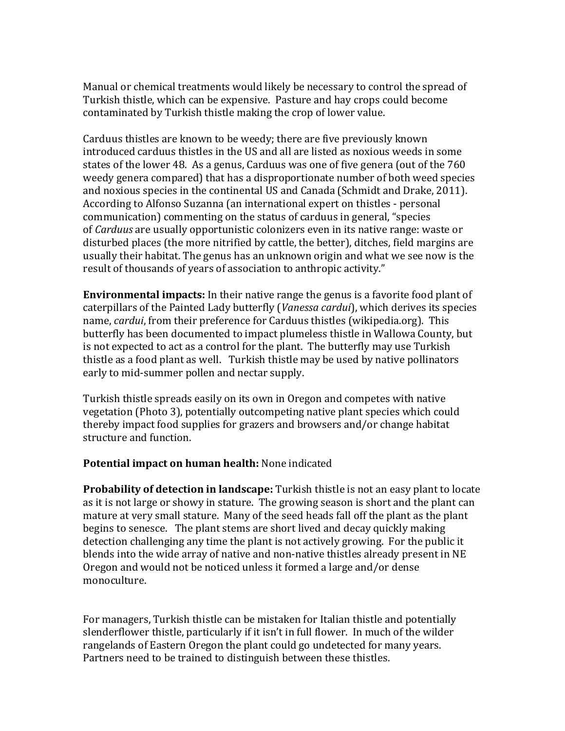Manual or chemical treatments would likely be necessary to control the spread of Turkish thistle, which can be expensive. Pasture and hay crops could become contaminated by Turkish thistle making the crop of lower value.

Carduus thistles are known to be weedy; there are five previously known introduced carduus thistles in the US and all are listed as noxious weeds in some states of the lower 48. As a genus, Carduus was one of five genera (out of the 760 weedy genera compared) that has a disproportionate number of both weed species and noxious species in the continental US and Canada (Schmidt and Drake, 2011). According to Alfonso Suzanna (an international expert on thistles - personal communication) commenting on the status of carduus in general, "species of *Carduus* are usually opportunistic colonizers even in its native range: waste or disturbed places (the more nitrified by cattle, the better), ditches, field margins are usually their habitat. The genus has an unknown origin and what we see now is the result of thousands of years of association to anthropic activity."

**Environmental impacts:** In their native range the genus is a favorite food plant of caterpillars of the Painted Lady butterfly (*Vanessa cardui*), which derives its species name, *cardui*, from their preference for Carduus thistles (wikipedia.org). This butterfly has been documented to impact plumeless thistle in Wallowa County, but is not expected to act as a control for the plant. The butterfly may use Turkish thistle as a food plant as well. Turkish thistle may be used by native pollinators early to mid-summer pollen and nectar supply.

Turkish thistle spreads easily on its own in Oregon and competes with native vegetation (Photo 3), potentially outcompeting native plant species which could thereby impact food supplies for grazers and browsers and/or change habitat structure and function.

**Potential impact on human health:** None indicated

**Probability of detection in landscape:** Turkish thistle is not an easy plant to locate as it is not large or showy in stature. The growing season is short and the plant can mature at very small stature. Many of the seed heads fall off the plant as the plant begins to senesce. The plant stems are short lived and decay quickly making detection challenging any time the plant is not actively growing. For the public it blends into the wide array of native and non-native thistles already present in NE Oregon and would not be noticed unless it formed a large and/or dense monoculture.

For managers, Turkish thistle can be mistaken for Italian thistle and potentially slenderflower thistle, particularly if it isn't in full flower. In much of the wilder rangelands of Eastern Oregon the plant could go undetected for many years. Partners need to be trained to distinguish between these thistles.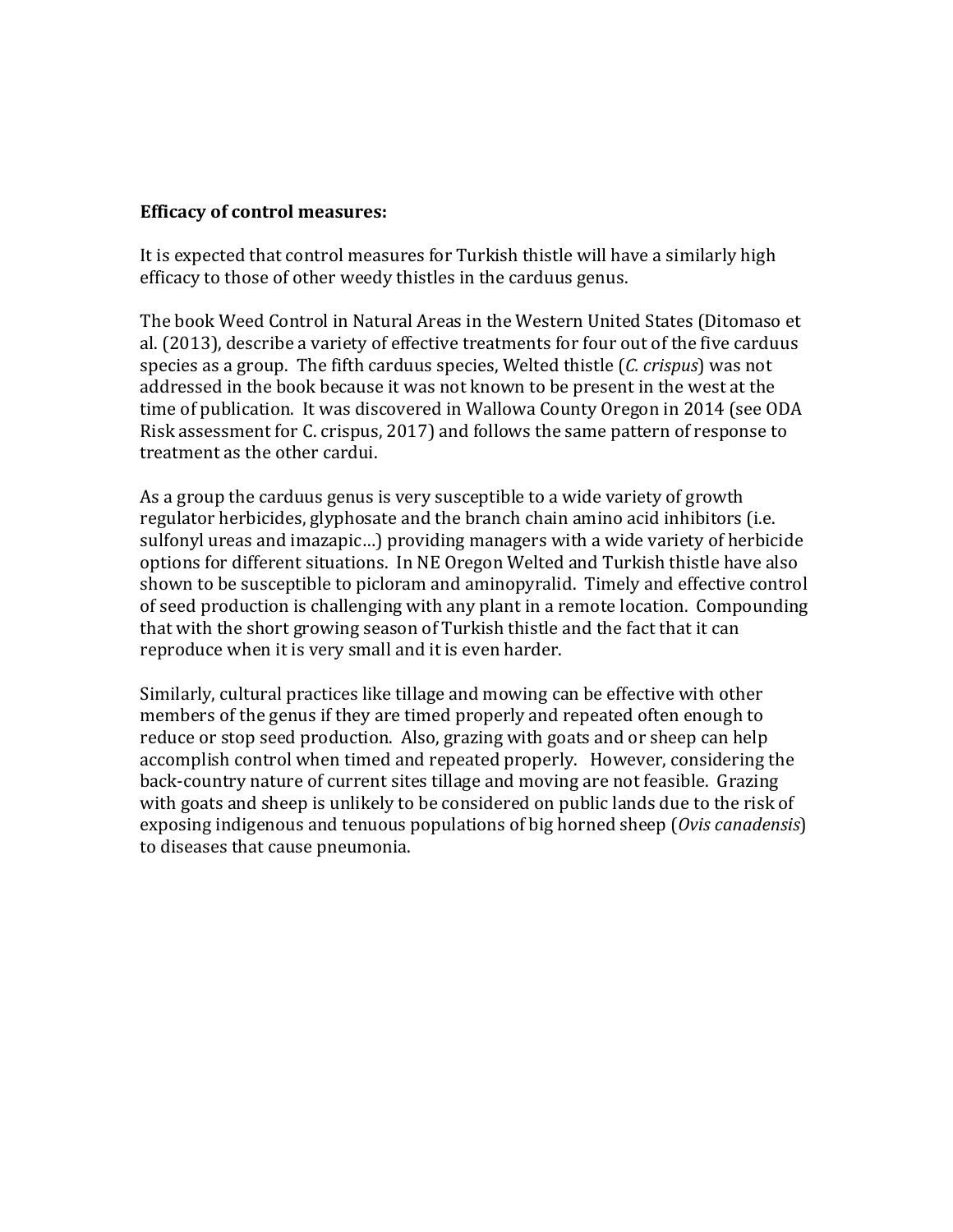**Efficacy of control measures:**

It is expected that control measures for Turkish thistle will have a similarly high efficacy to those of other weedy thistles in the carduus genus.

The book Weed Control in Natural Areas in the Western United States (Ditomaso et al. (2013), describe a variety of effective treatments for four out of the five carduus species as a group. The fifth carduus species, Welted thistle (*C. crispus*) was not addressed in the book because it was not known to be present in the west at the time of publication. It was discovered in Wallowa County Oregon in 2014 (see ODA Risk assessment for C. crispus, 2017) and follows the same pattern of response to treatment as the other cardui.

As a group the carduus genus is very susceptible to a wide variety of growth regulator herbicides, glyphosate and the branch chain amino acid inhibitors (i.e. sulfonyl ureas and imazapic…) providing managers with a wide variety of herbicide options for different situations. In NE Oregon Welted and Turkish thistle have also shown to be susceptible to picloram and aminopyralid. Timely and effective control of seed production is challenging with any plant in a remote location. Compounding that with the short growing season of Turkish thistle and the fact that it can reproduce when it is very small and it is even harder.

Similarly, cultural practices like tillage and mowing can be effective with other members of the genus if they are timed properly and repeated often enough to reduce or stop seed production. Also, grazing with goats and or sheep can help accomplish control when timed and repeated properly. However, considering the back-country nature of current sites tillage and moving are not feasible. Grazing with goats and sheep is unlikely to be considered on public lands due to the risk of exposing indigenous and tenuous populations of big horned sheep (*Ovis canadensis*) to diseases that cause pneumonia.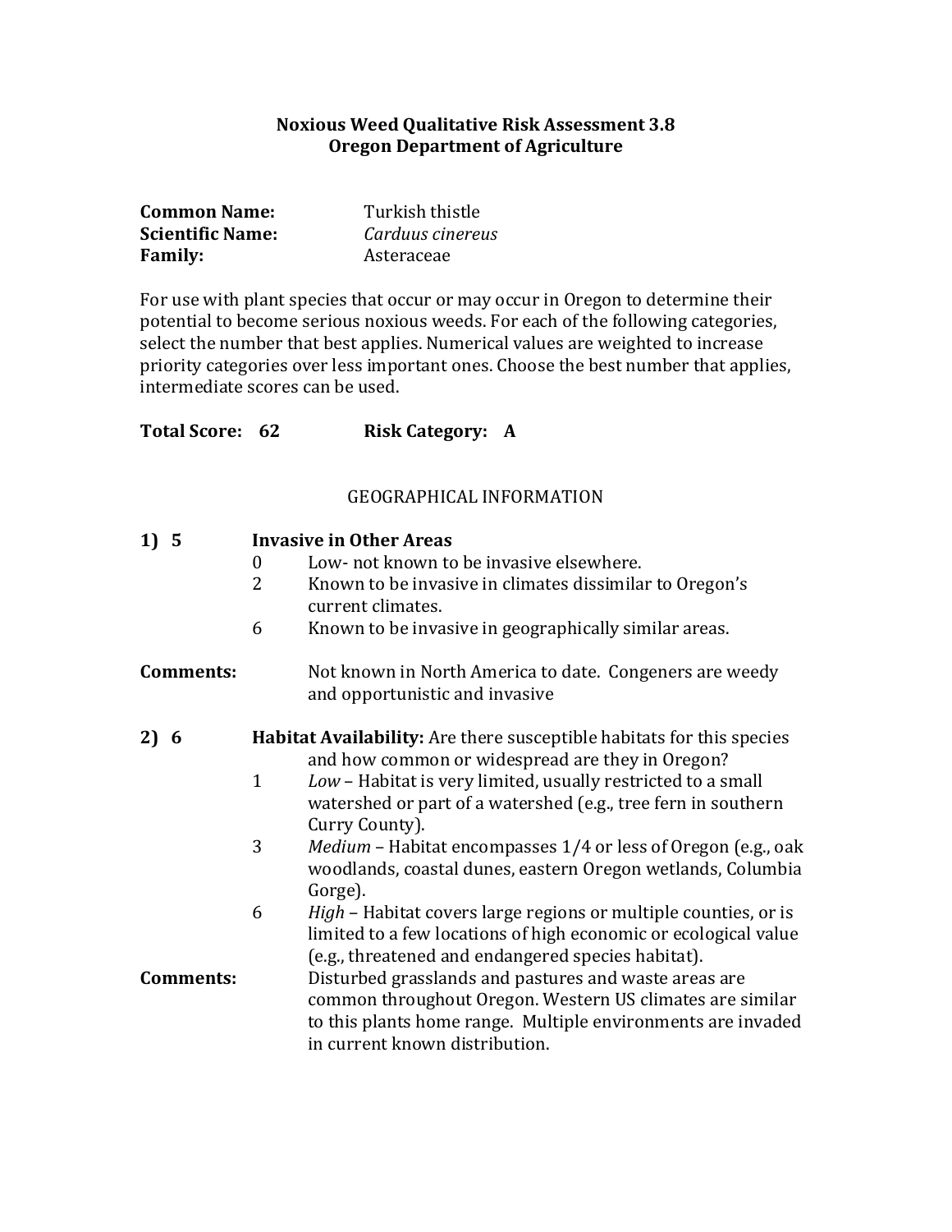**Noxious Weed Qualitative Risk Assessment 3.8**
**Oregon Department of Agriculture**

**Common Name:** Turkish thistle
**Scientific Name:** *Carduus cinereus*
**Family:** Asteraceae

For use with plant species that occur or may occur in Oregon to determine their potential to become serious noxious weeds. For each of the following categories, select the number that best applies. Numerical values are weighted to increase priority categories over less important ones. Choose the best number that applies, intermediate scores can be used.

**Total Score: 62** **Risk Category: A**

GEOGRAPHICAL INFORMATION

**1) 5** **Invasive in Other Areas**

- 0 Low- not known to be invasive elsewhere.
- 2 Known to be invasive in climates dissimilar to Oregon's current climates.
- 6 Known to be invasive in geographically similar areas.

**Comments:** Not known in North America to date. Congeners are weedy and opportunistic and invasive

**2) 6** **Habitat Availability:** Are there susceptible habitats for this species and how common or widespread are they in Oregon?

- 1 *Low* – Habitat is very limited, usually restricted to a small watershed or part of a watershed (e.g., tree fern in southern Curry County).
- 3 *Medium* – Habitat encompasses 1/4 or less of Oregon (e.g., oak woodlands, coastal dunes, eastern Oregon wetlands, Columbia Gorge).
- 6 *High* – Habitat covers large regions or multiple counties, or is limited to a few locations of high economic or ecological value (e.g., threatened and endangered species habitat).

**Comments:** Disturbed grasslands and pastures and waste areas are common throughout Oregon. Western US climates are similar to this plants home range. Multiple environments are invaded in current known distribution.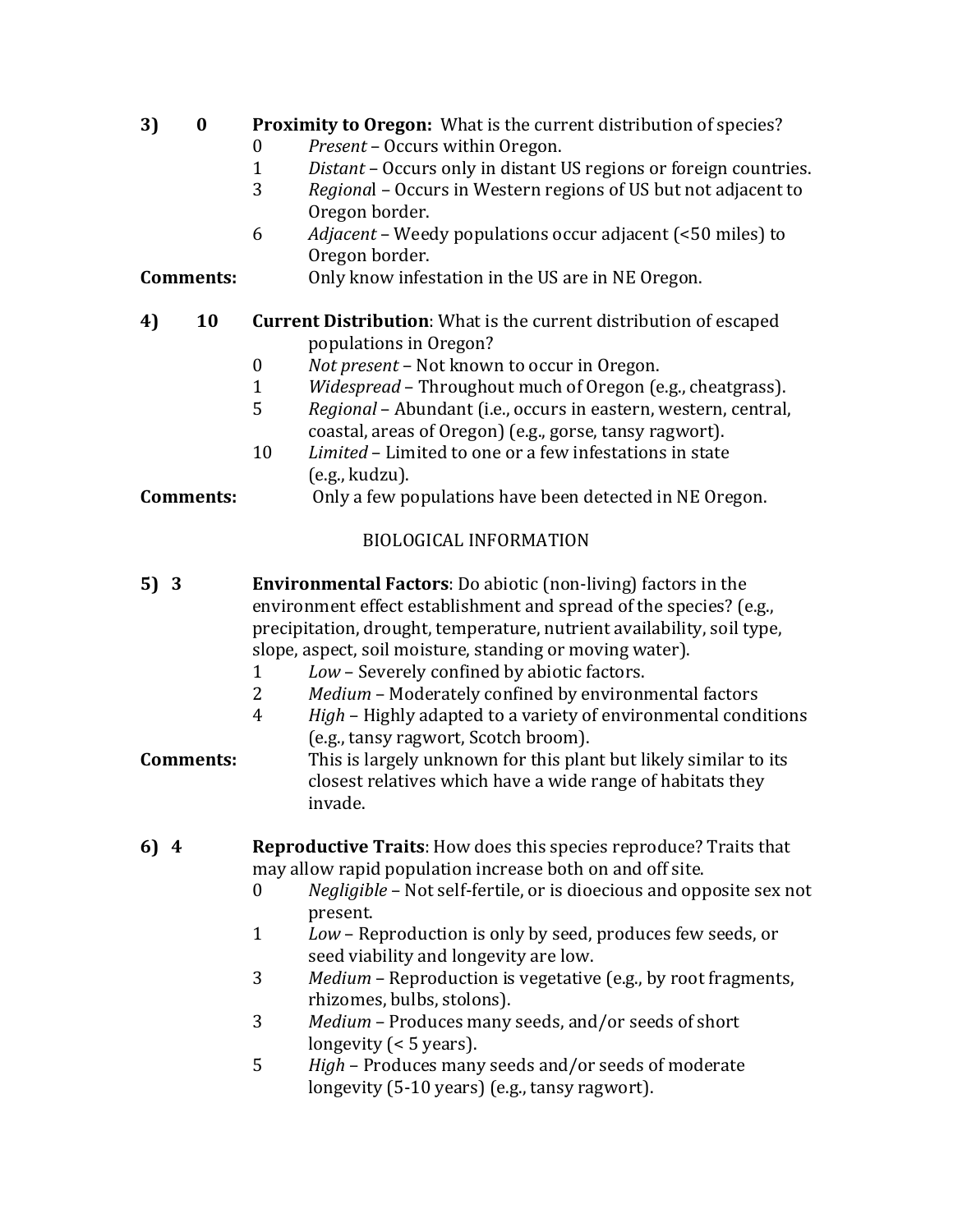**3) 0 Proximity to Oregon:** What is the current distribution of species?

- 0 *Present* – Occurs within Oregon.
- 1 *Distant* – Occurs only in distant US regions or foreign countries.
- 3 *Regiona*l – Occurs in Western regions of US but not adjacent to Oregon border.
- 6 *Adjacent* – Weedy populations occur adjacent (<50 miles) to Oregon border.

**Comments:** Only know infestation in the US are in NE Oregon.

**4) 10 Current Distribution**: What is the current distribution of escaped populations in Oregon?

- 0 *Not present* – Not known to occur in Oregon.
- 1 *Widespread* – Throughout much of Oregon (e.g., cheatgrass).
- 5 *Regional* – Abundant (i.e., occurs in eastern, western, central, coastal, areas of Oregon) (e.g., gorse, tansy ragwort).
- 10 *Limited* – Limited to one or a few infestations in state (e.g., kudzu).

**Comments:** Only a few populations have been detected in NE Oregon.

BIOLOGICAL INFORMATION

**5) 3 Environmental Factors**: Do abiotic (non-living) factors in the environment effect establishment and spread of the species? (e.g., precipitation, drought, temperature, nutrient availability, soil type, slope, aspect, soil moisture, standing or moving water).

- 1 *Low* – Severely confined by abiotic factors.
- 2 *Medium* – Moderately confined by environmental factors
- 4 *High* – Highly adapted to a variety of environmental conditions (e.g., tansy ragwort, Scotch broom).

**Comments:** This is largely unknown for this plant but likely similar to its closest relatives which have a wide range of habitats they invade.

**6) 4 Reproductive Traits**: How does this species reproduce? Traits that may allow rapid population increase both on and off site.

- 0 *Negligible* – Not self-fertile, or is dioecious and opposite sex not present.
- 1 *Low* – Reproduction is only by seed, produces few seeds, or seed viability and longevity are low.
- 3 *Medium* – Reproduction is vegetative (e.g., by root fragments, rhizomes, bulbs, stolons).
- 3 *Medium* – Produces many seeds, and/or seeds of short longevity (< 5 years).
- 5 *High* – Produces many seeds and/or seeds of moderate longevity (5-10 years) (e.g., tansy ragwort).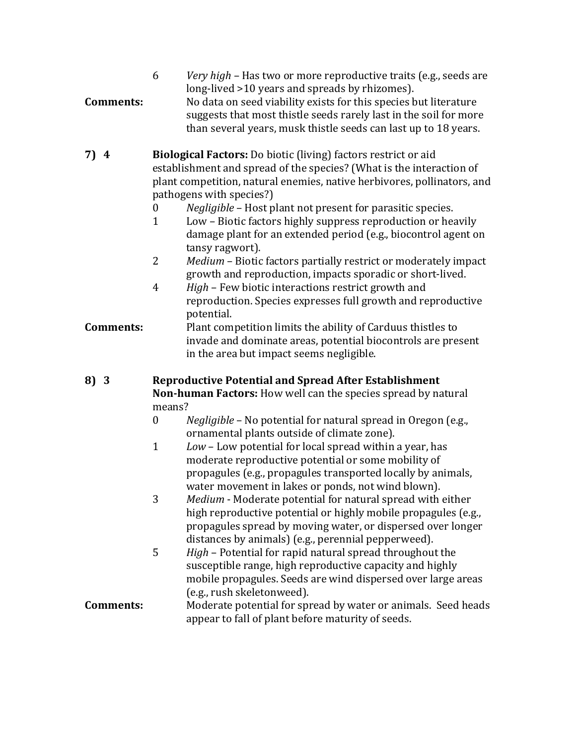6 *Very high* – Has two or more reproductive traits (e.g., seeds are long-lived >10 years and spreads by rhizomes).

**Comments:** No data on seed viability exists for this species but literature suggests that most thistle seeds rarely last in the soil for more than several years, musk thistle seeds can last up to 18 years.

**7) 4** **Biological Factors:** Do biotic (living) factors restrict or aid establishment and spread of the species? (What is the interaction of plant competition, natural enemies, native herbivores, pollinators, and pathogens with species?)

0 *Negligible* – Host plant not present for parasitic species.
1 Low – Biotic factors highly suppress reproduction or heavily damage plant for an extended period (e.g., biocontrol agent on tansy ragwort).
2 *Medium* – Biotic factors partially restrict or moderately impact growth and reproduction, impacts sporadic or short-lived.
4 *High* – Few biotic interactions restrict growth and reproduction. Species expresses full growth and reproductive potential.

**Comments:** Plant competition limits the ability of Carduus thistles to invade and dominate areas, potential biocontrols are present in the area but impact seems negligible.

**8) 3** **Reproductive Potential and Spread After Establishment**
**Non-human Factors:** How well can the species spread by natural means?

0 *Negligible* – No potential for natural spread in Oregon (e.g., ornamental plants outside of climate zone).
1 *Low* – Low potential for local spread within a year, has moderate reproductive potential or some mobility of propagules (e.g., propagules transported locally by animals, water movement in lakes or ponds, not wind blown).
3 *Medium* - Moderate potential for natural spread with either high reproductive potential or highly mobile propagules (e.g., propagules spread by moving water, or dispersed over longer distances by animals) (e.g., perennial pepperweed).
5 *High* – Potential for rapid natural spread throughout the susceptible range, high reproductive capacity and highly mobile propagules. Seeds are wind dispersed over large areas (e.g., rush skeletonweed).

**Comments:** Moderate potential for spread by water or animals. Seed heads appear to fall of plant before maturity of seeds.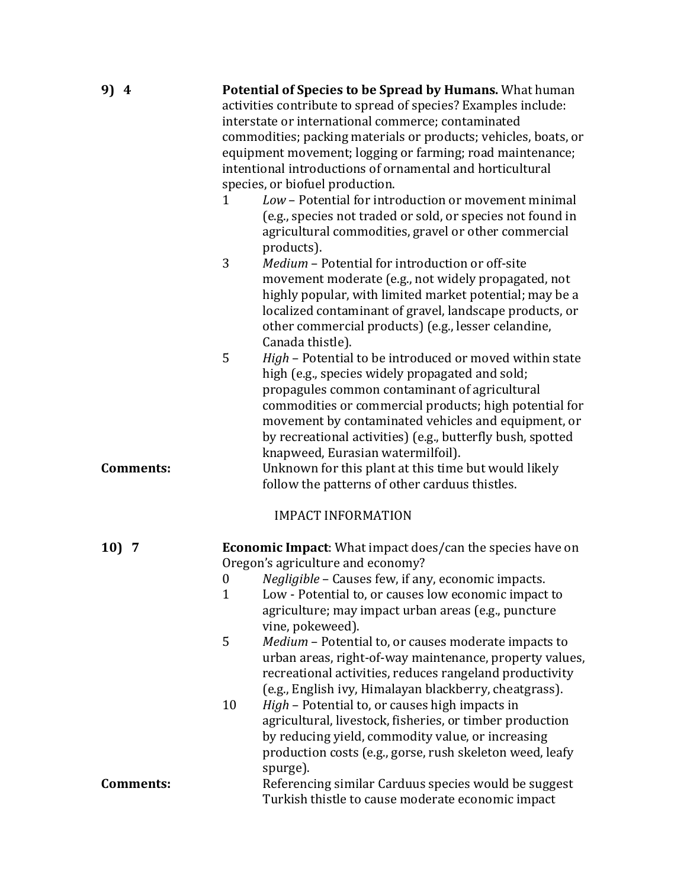**9) 4** **Potential of Species to be Spread by Humans.** What human activities contribute to spread of species? Examples include: interstate or international commerce; contaminated commodities; packing materials or products; vehicles, boats, or equipment movement; logging or farming; road maintenance; intentional introductions of ornamental and horticultural species, or biofuel production.

- 1 *Low* – Potential for introduction or movement minimal (e.g., species not traded or sold, or species not found in agricultural commodities, gravel or other commercial products).
- 3 *Medium* – Potential for introduction or off-site movement moderate (e.g., not widely propagated, not highly popular, with limited market potential; may be a localized contaminant of gravel, landscape products, or other commercial products) (e.g., lesser celandine, Canada thistle).
- 5 *High* – Potential to be introduced or moved within state high (e.g., species widely propagated and sold; propagules common contaminant of agricultural commodities or commercial products; high potential for movement by contaminated vehicles and equipment, or by recreational activities) (e.g., butterfly bush, spotted knapweed, Eurasian watermilfoil).

**Comments:** Unknown for this plant at this time but would likely follow the patterns of other carduus thistles.

IMPACT INFORMATION

**10) 7** **Economic Impact**: What impact does/can the species have on Oregon's agriculture and economy?

- 0 *Negligible* – Causes few, if any, economic impacts.
- 1 Low - Potential to, or causes low economic impact to agriculture; may impact urban areas (e.g., puncture vine, pokeweed).
- 5 *Medium* – Potential to, or causes moderate impacts to urban areas, right-of-way maintenance, property values, recreational activities, reduces rangeland productivity (e.g., English ivy, Himalayan blackberry, cheatgrass).
- 10 *High* – Potential to, or causes high impacts in agricultural, livestock, fisheries, or timber production by reducing yield, commodity value, or increasing production costs (e.g., gorse, rush skeleton weed, leafy spurge).

**Comments:** Referencing similar Carduus species would be suggest Turkish thistle to cause moderate economic impact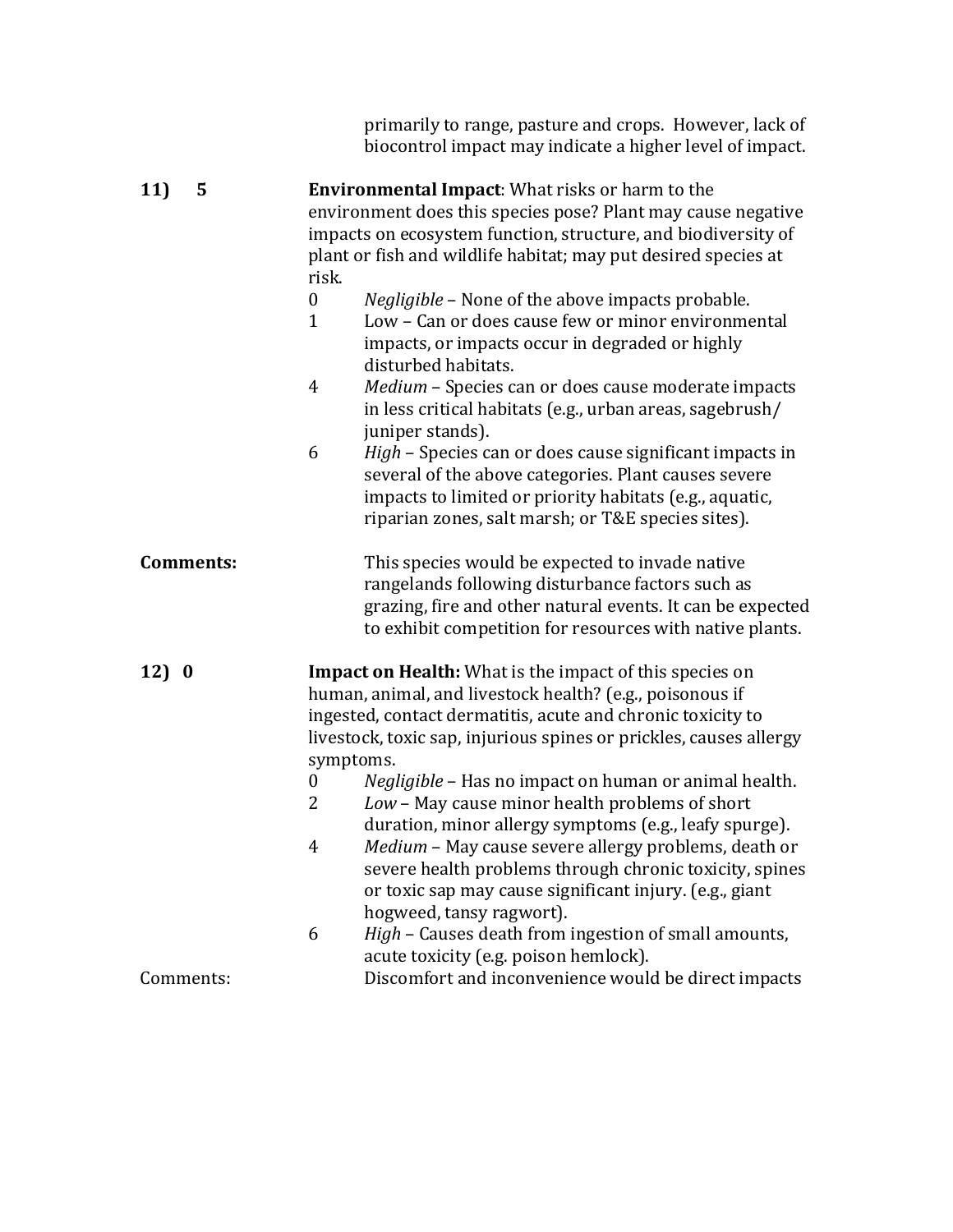primarily to range, pasture and crops. However, lack of biocontrol impact may indicate a higher level of impact.

**11) 5** **Environmental Impact**: What risks or harm to the environment does this species pose? Plant may cause negative impacts on ecosystem function, structure, and biodiversity of plant or fish and wildlife habitat; may put desired species at risk.

- 0 *Negligible* – None of the above impacts probable.
- 1 Low – Can or does cause few or minor environmental impacts, or impacts occur in degraded or highly disturbed habitats.
- 4 *Medium* – Species can or does cause moderate impacts in less critical habitats (e.g., urban areas, sagebrush/ juniper stands).
- 6 *High* – Species can or does cause significant impacts in several of the above categories. Plant causes severe impacts to limited or priority habitats (e.g., aquatic, riparian zones, salt marsh; or T&E species sites).

**Comments:** This species would be expected to invade native rangelands following disturbance factors such as grazing, fire and other natural events. It can be expected to exhibit competition for resources with native plants.

**12) 0** **Impact on Health:** What is the impact of this species on human, animal, and livestock health? (e.g., poisonous if ingested, contact dermatitis, acute and chronic toxicity to livestock, toxic sap, injurious spines or prickles, causes allergy symptoms.

- 0 *Negligible* – Has no impact on human or animal health.
- 2 *Low* – May cause minor health problems of short duration, minor allergy symptoms (e.g., leafy spurge).
- 4 *Medium* – May cause severe allergy problems, death or severe health problems through chronic toxicity, spines or toxic sap may cause significant injury. (e.g., giant hogweed, tansy ragwort).
- 6 *High* – Causes death from ingestion of small amounts, acute toxicity (e.g. poison hemlock).

Comments: Discomfort and inconvenience would be direct impacts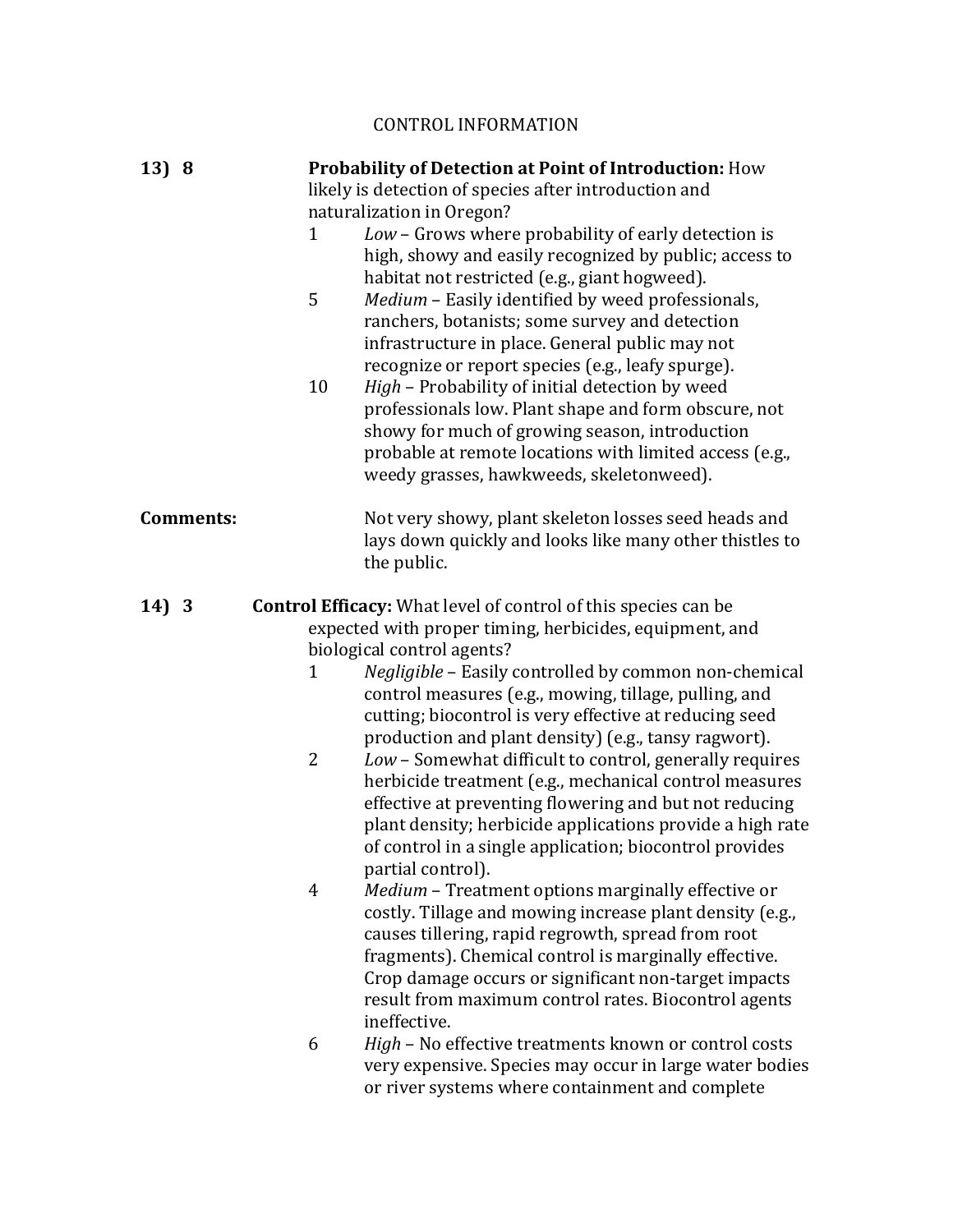## CONTROL INFORMATION

**13) 8** **Probability of Detection at Point of Introduction:** How likely is detection of species after introduction and naturalization in Oregon?

- 1 *Low* – Grows where probability of early detection is high, showy and easily recognized by public; access to habitat not restricted (e.g., giant hogweed).
- 5 *Medium* – Easily identified by weed professionals, ranchers, botanists; some survey and detection infrastructure in place. General public may not recognize or report species (e.g., leafy spurge).
- 10 *High* – Probability of initial detection by weed professionals low. Plant shape and form obscure, not showy for much of growing season, introduction probable at remote locations with limited access (e.g., weedy grasses, hawkweeds, skeletonweed).

**Comments:** Not very showy, plant skeleton losses seed heads and lays down quickly and looks like many other thistles to the public.

**14) 3** **Control Efficacy:** What level of control of this species can be expected with proper timing, herbicides, equipment, and biological control agents?

- 1 *Negligible* – Easily controlled by common non-chemical control measures (e.g., mowing, tillage, pulling, and cutting; biocontrol is very effective at reducing seed production and plant density) (e.g., tansy ragwort).
- 2 *Low* – Somewhat difficult to control, generally requires herbicide treatment (e.g., mechanical control measures effective at preventing flowering and but not reducing plant density; herbicide applications provide a high rate of control in a single application; biocontrol provides partial control).
- 4 *Medium* – Treatment options marginally effective or costly. Tillage and mowing increase plant density (e.g., causes tillering, rapid regrowth, spread from root fragments). Chemical control is marginally effective. Crop damage occurs or significant non-target impacts result from maximum control rates. Biocontrol agents ineffective.
- 6 *High* – No effective treatments known or control costs very expensive. Species may occur in large water bodies or river systems where containment and complete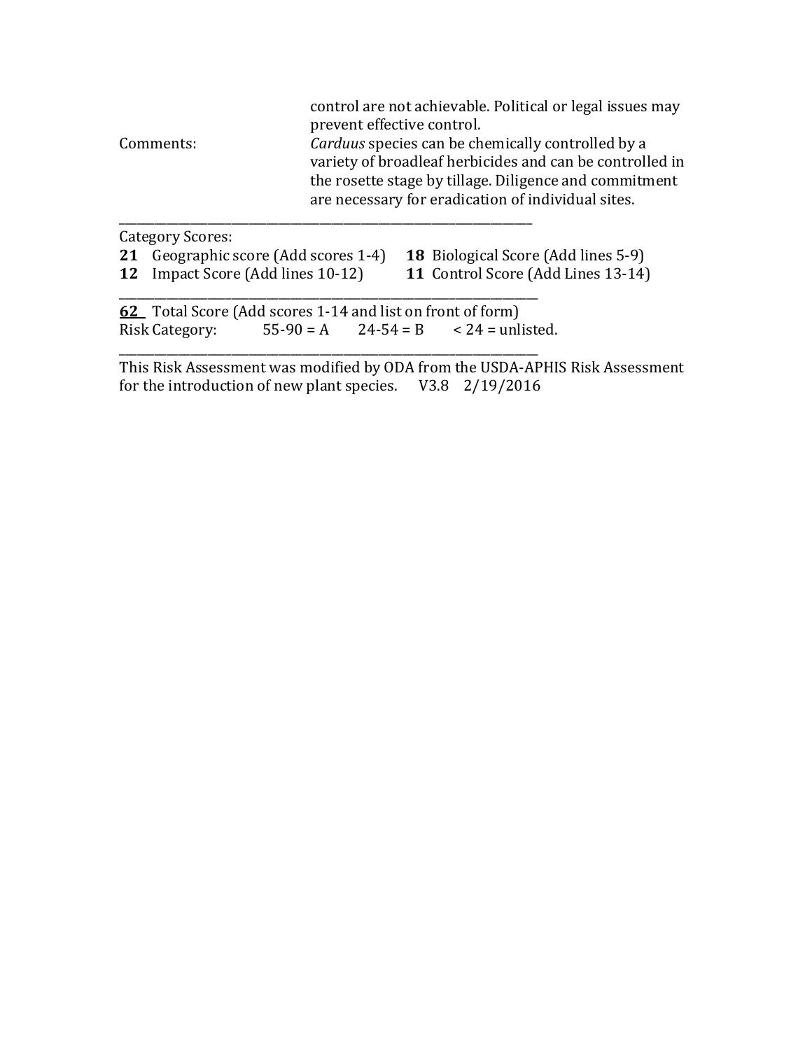|  |  |
|---|---|
|  | control are not achievable. Political or legal issues may prevent effective control. |
| Comments: | *Carduus* species can be chemically controlled by a variety of broadleaf herbicides and can be controlled in the rosette stage by tillage. Diligence and commitment are necessary for eradication of individual sites. |

---

Category Scores:

**21** Geographic score (Add scores 1-4) **18** Biological Score (Add lines 5-9)
**12** Impact Score (Add lines 10-12) **11** Control Score (Add Lines 13-14)

---

**<u>62</u>** Total Score (Add scores 1-14 and list on front of form)
Risk Category: 55-90 = A 24-54 = B < 24 = unlisted.

---

This Risk Assessment was modified by ODA from the USDA-APHIS Risk Assessment for the introduction of new plant species. V3.8 2/19/2016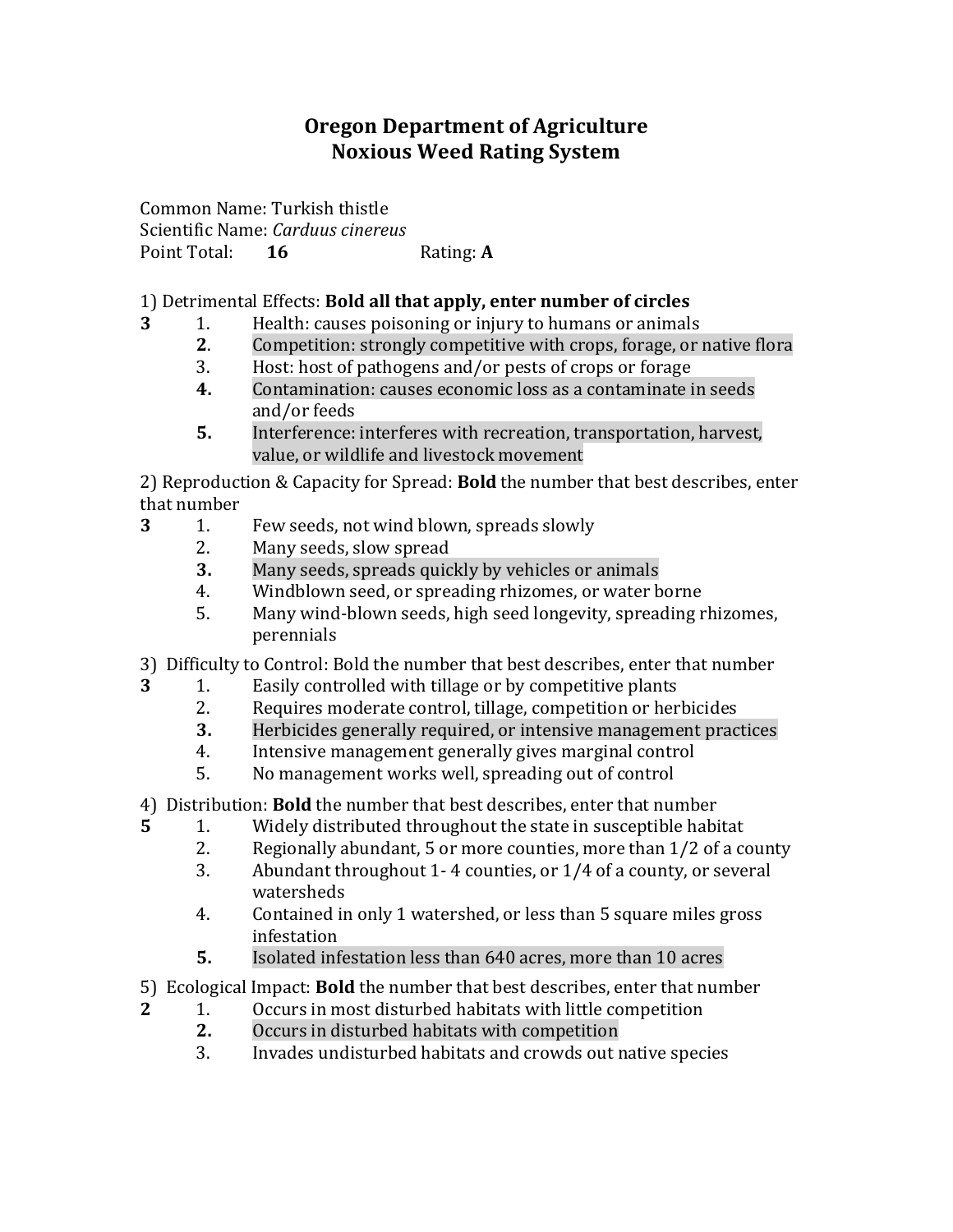# Oregon Department of Agriculture
# Noxious Weed Rating System

Common Name: Turkish thistle
Scientific Name: *Carduus cinereus*
Point Total: **16** Rating: **A**

1) Detrimental Effects: **Bold all that apply, enter number of circles**

**3**
1. Health: causes poisoning or injury to humans or animals
2. **Competition: strongly competitive with crops, forage, or native flora**
3. Host: host of pathogens and/or pests of crops or forage
4. **Contamination: causes economic loss as a contaminate in seeds and/or feeds**
5. **Interference: interferes with recreation, transportation, harvest, value, or wildlife and livestock movement**

2) Reproduction & Capacity for Spread: **Bold** the number that best describes, enter that number

**3**
1. Few seeds, not wind blown, spreads slowly
2. Many seeds, slow spread
3. **Many seeds, spreads quickly by vehicles or animals**
4. Windblown seed, or spreading rhizomes, or water borne
5. Many wind-blown seeds, high seed longevity, spreading rhizomes, perennials

3) Difficulty to Control: Bold the number that best describes, enter that number

**3**
1. Easily controlled with tillage or by competitive plants
2. Requires moderate control, tillage, competition or herbicides
3. **Herbicides generally required, or intensive management practices**
4. Intensive management generally gives marginal control
5. No management works well, spreading out of control

4) Distribution: **Bold** the number that best describes, enter that number

**5**
1. Widely distributed throughout the state in susceptible habitat
2. Regionally abundant, 5 or more counties, more than 1/2 of a county
3. Abundant throughout 1- 4 counties, or 1/4 of a county, or several watersheds
4. Contained in only 1 watershed, or less than 5 square miles gross infestation
5. **Isolated infestation less than 640 acres, more than 10 acres**

5) Ecological Impact: **Bold** the number that best describes, enter that number

**2**
1. Occurs in most disturbed habitats with little competition
2. **Occurs in disturbed habitats with competition**
3. Invades undisturbed habitats and crowds out native species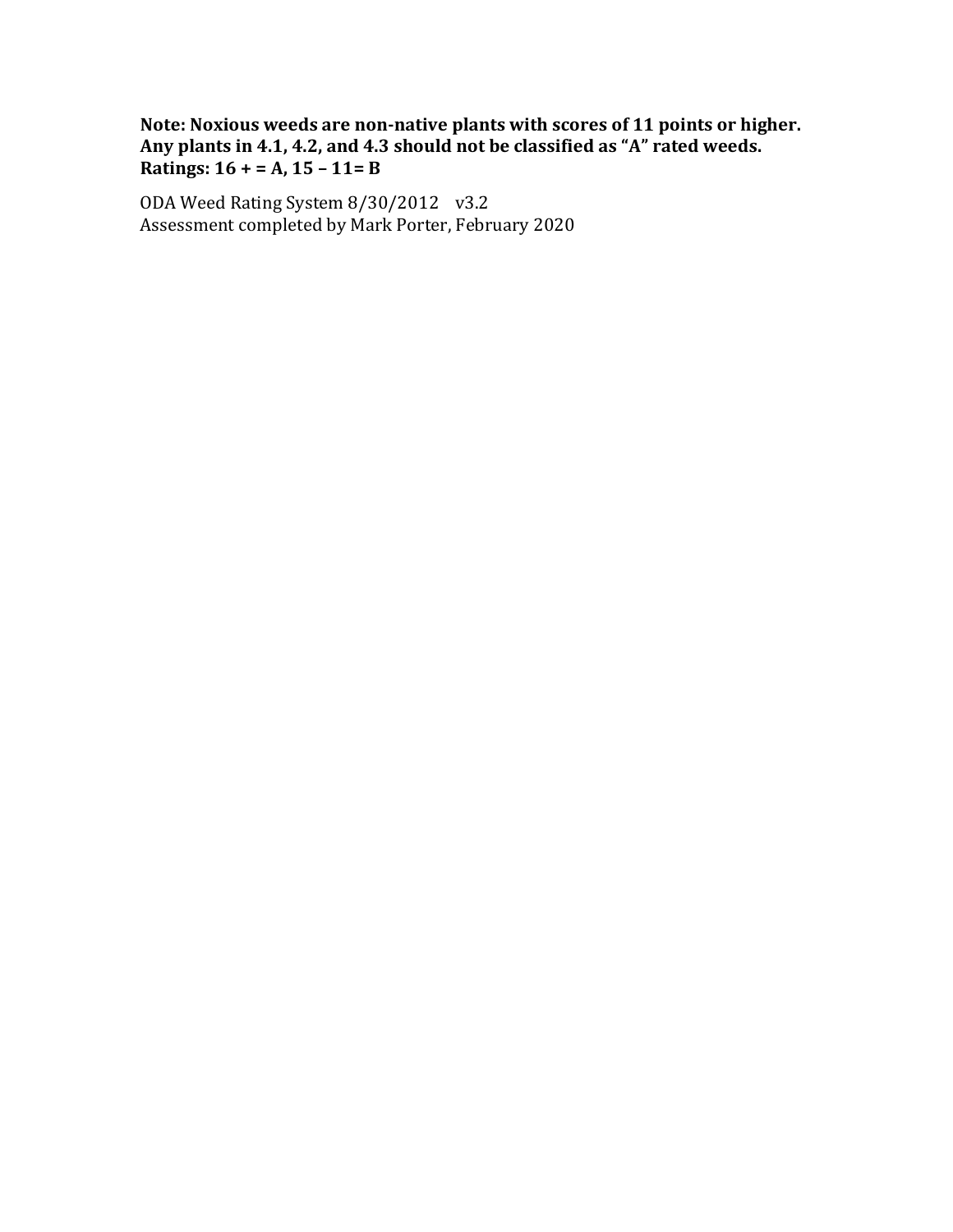**Note: Noxious weeds are non-native plants with scores of 11 points or higher. Any plants in 4.1, 4.2, and 4.3 should not be classified as "A" rated weeds. Ratings: 16 + = A, 15 – 11= B**

ODA Weed Rating System 8/30/2012 v3.2
Assessment completed by Mark Porter, February 2020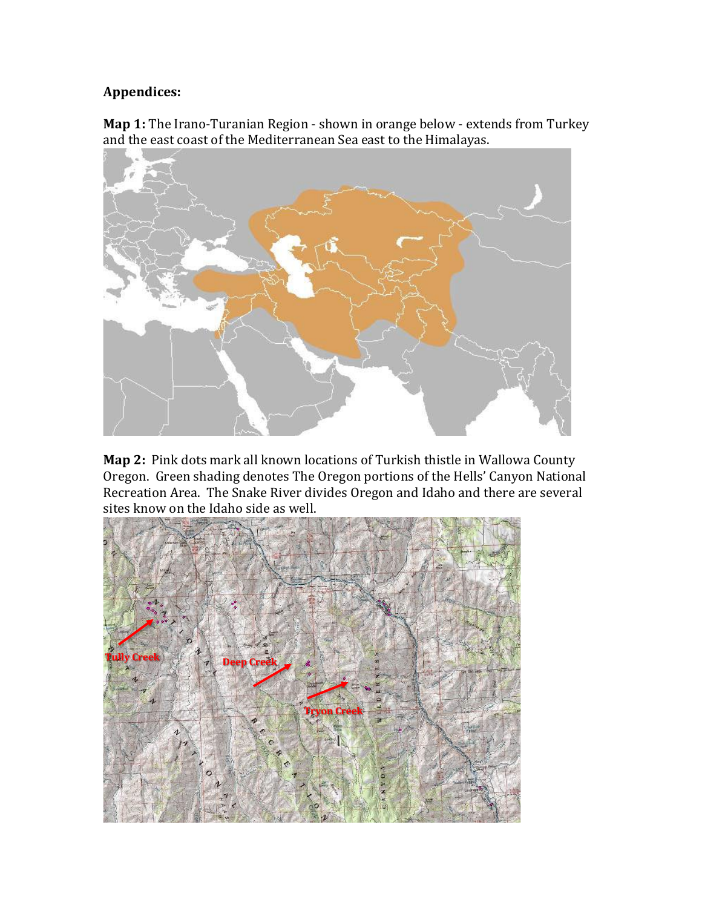**Appendices:**

**Map 1:** The Irano-Turanian Region - shown in orange below - extends from Turkey and the east coast of the Mediterranean Sea east to the Himalayas.

**Map 2:** Pink dots mark all known locations of Turkish thistle in Wallowa County Oregon. Green shading denotes The Oregon portions of the Hells' Canyon National Recreation Area. The Snake River divides Oregon and Idaho and there are several sites know on the Idaho side as well.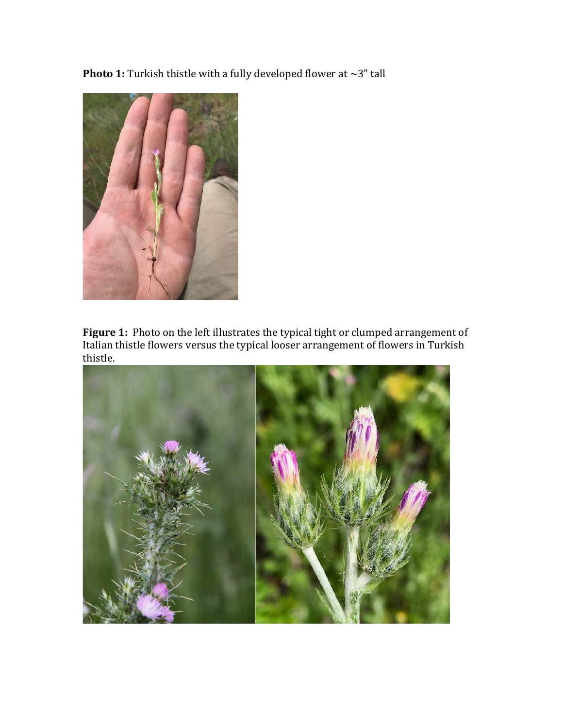**Photo 1:** Turkish thistle with a fully developed flower at ~3" tall

**Figure 1:** Photo on the left illustrates the typical tight or clumped arrangement of Italian thistle flowers versus the typical looser arrangement of flowers in Turkish thistle.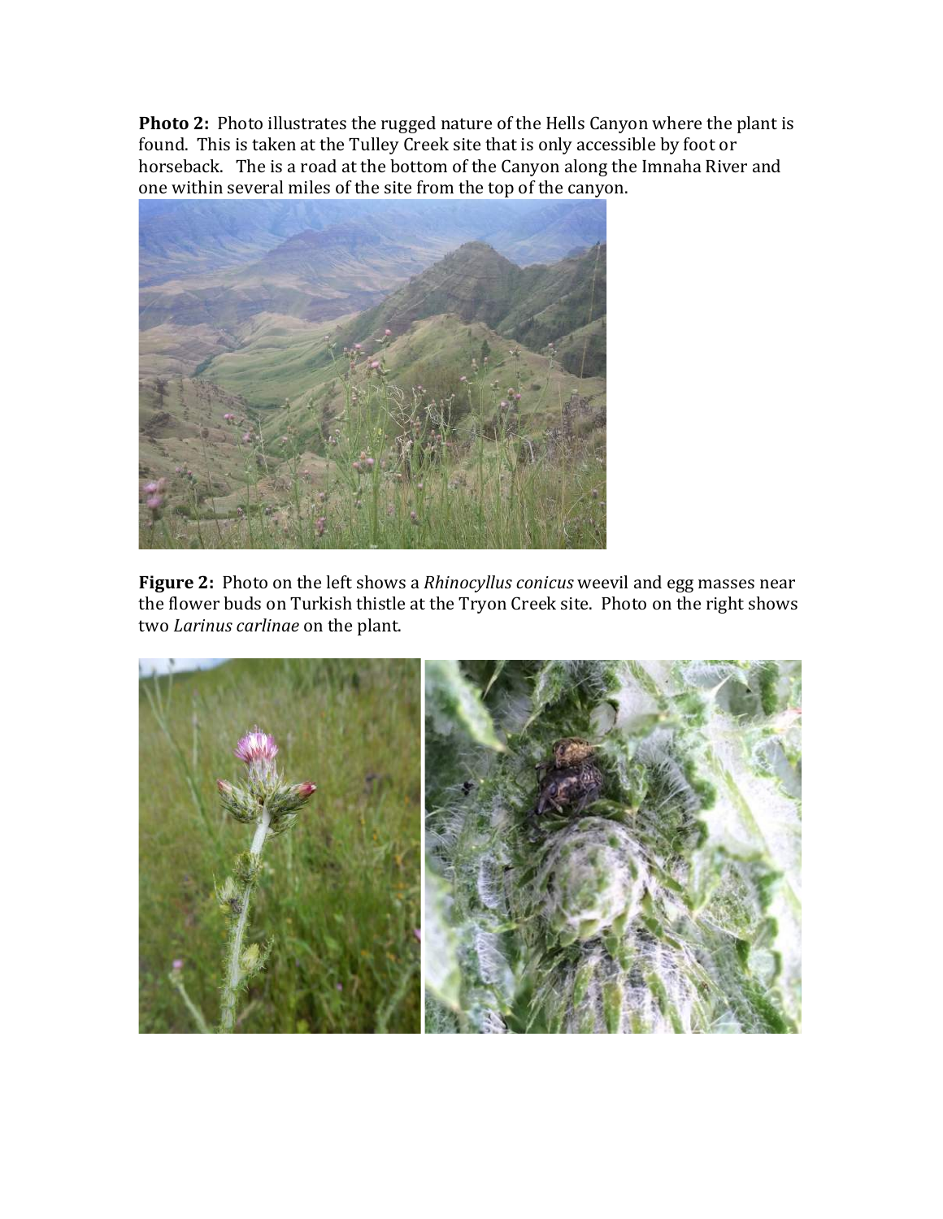**Photo 2:** Photo illustrates the rugged nature of the Hells Canyon where the plant is found. This is taken at the Tulley Creek site that is only accessible by foot or horseback. The is a road at the bottom of the Canyon along the Imnaha River and one within several miles of the site from the top of the canyon.

**Figure 2:** Photo on the left shows a *Rhinocyllus conicus* weevil and egg masses near the flower buds on Turkish thistle at the Tryon Creek site. Photo on the right shows two *Larinus carlinae* on the plant.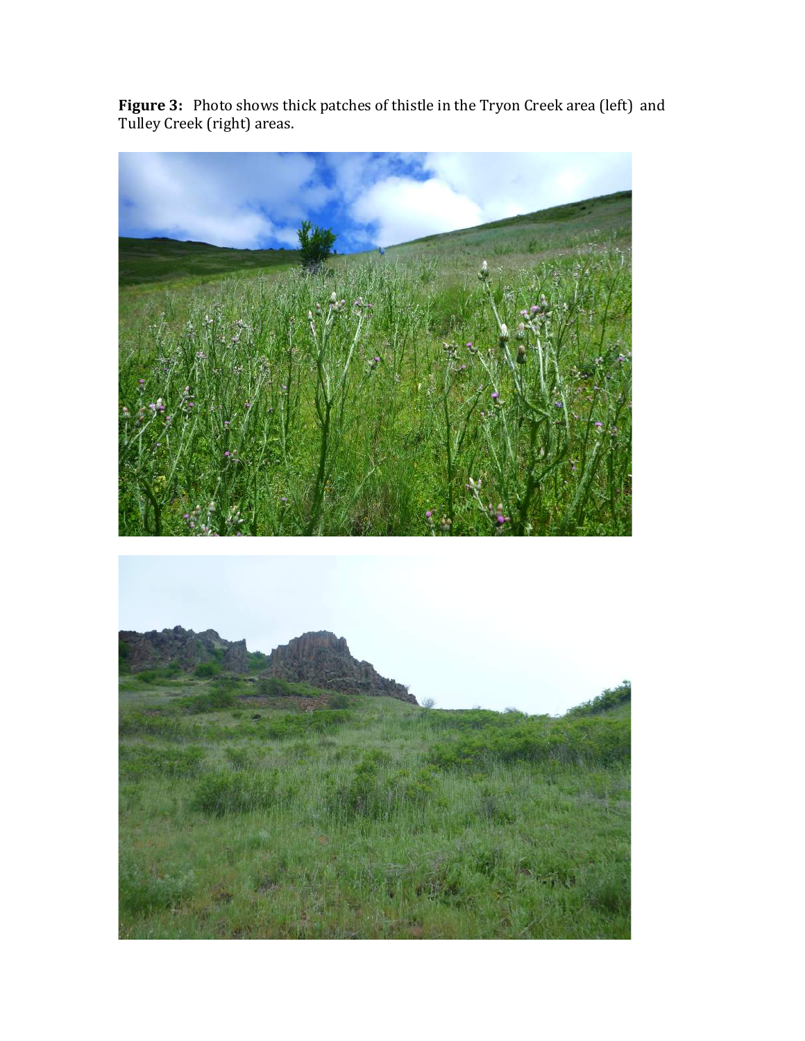**Figure 3:** Photo shows thick patches of thistle in the Tryon Creek area (left) and Tulley Creek (right) areas.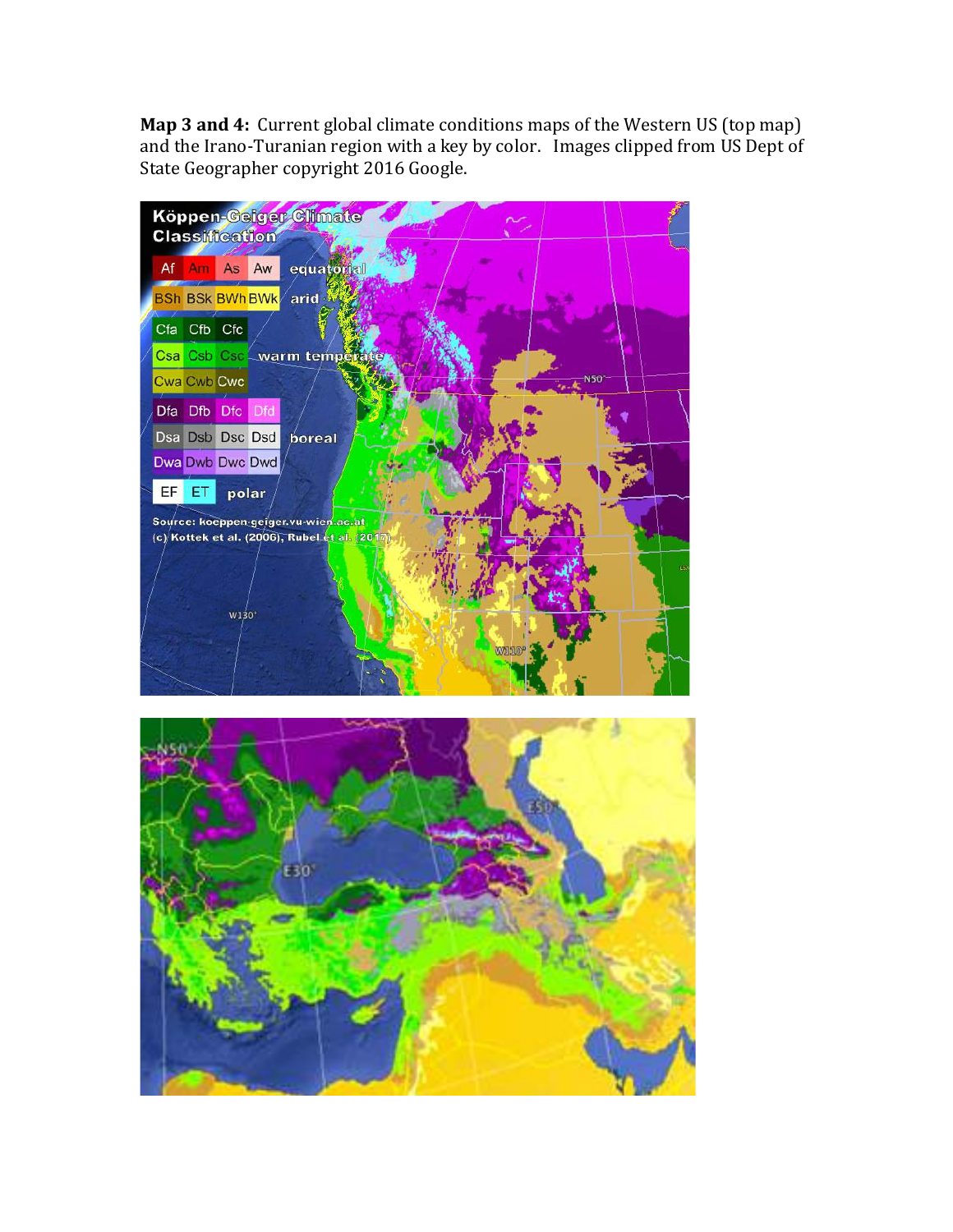**Map 3 and 4:** Current global climate conditions maps of the Western US (top map) and the Irano-Turanian region with a key by color. Images clipped from US Dept of State Geographer copyright 2016 Google.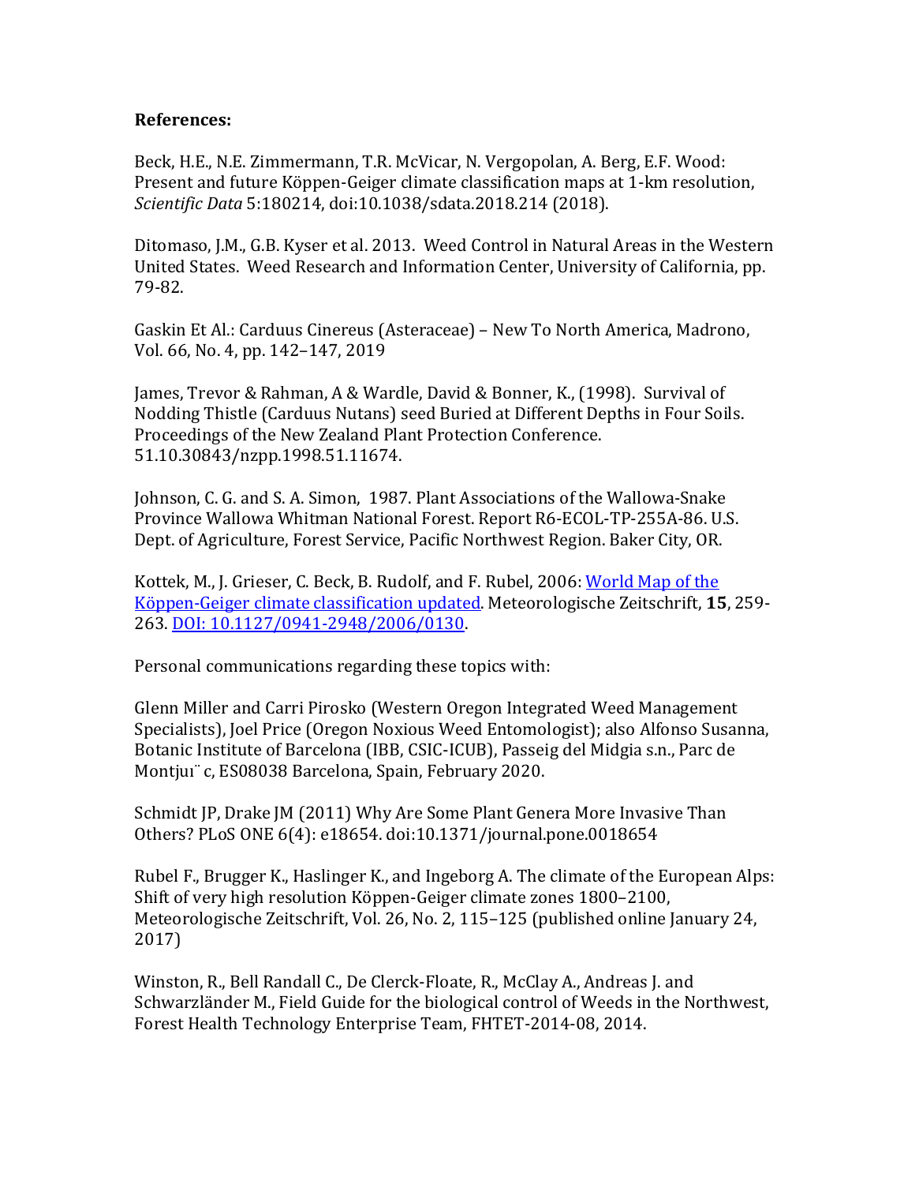**References:**

Beck, H.E., N.E. Zimmermann, T.R. McVicar, N. Vergopolan, A. Berg, E.F. Wood: Present and future Köppen-Geiger climate classification maps at 1-km resolution, *Scientific Data* 5:180214, doi:10.1038/sdata.2018.214 (2018).

Ditomaso, J.M., G.B. Kyser et al. 2013. Weed Control in Natural Areas in the Western United States. Weed Research and Information Center, University of California, pp. 79-82.

Gaskin Et Al.: Carduus Cinereus (Asteraceae) – New To North America, Madrono, Vol. 66, No. 4, pp. 142–147, 2019

James, Trevor & Rahman, A & Wardle, David & Bonner, K., (1998). Survival of Nodding Thistle (Carduus Nutans) seed Buried at Different Depths in Four Soils. Proceedings of the New Zealand Plant Protection Conference. 51.10.30843/nzpp.1998.51.11674.

Johnson, C. G. and S. A. Simon, 1987. Plant Associations of the Wallowa-Snake Province Wallowa Whitman National Forest. Report R6-ECOL-TP-255A-86. U.S. Dept. of Agriculture, Forest Service, Pacific Northwest Region. Baker City, OR.

Kottek, M., J. Grieser, C. Beck, B. Rudolf, and F. Rubel, 2006: World Map of the Köppen-Geiger climate classification updated. Meteorologische Zeitschrift, **15**, 259-263. DOI: 10.1127/0941-2948/2006/0130.

Personal communications regarding these topics with:

Glenn Miller and Carri Pirosko (Western Oregon Integrated Weed Management Specialists), Joel Price (Oregon Noxious Weed Entomologist); also Alfonso Susanna, Botanic Institute of Barcelona (IBB, CSIC-ICUB), Passeig del Midgia s.n., Parc de Montjuı¨c, ES08038 Barcelona, Spain, February 2020.

Schmidt JP, Drake JM (2011) Why Are Some Plant Genera More Invasive Than Others? PLoS ONE 6(4): e18654. doi:10.1371/journal.pone.0018654

Rubel F., Brugger K., Haslinger K., and Ingeborg A. The climate of the European Alps: Shift of very high resolution Köppen-Geiger climate zones 1800–2100, Meteorologische Zeitschrift, Vol. 26, No. 2, 115–125 (published online January 24, 2017)

Winston, R., Bell Randall C., De Clerck-Floate, R., McClay A., Andreas J. and Schwarzländer M., Field Guide for the biological control of Weeds in the Northwest, Forest Health Technology Enterprise Team, FHTET-2014-08, 2014.